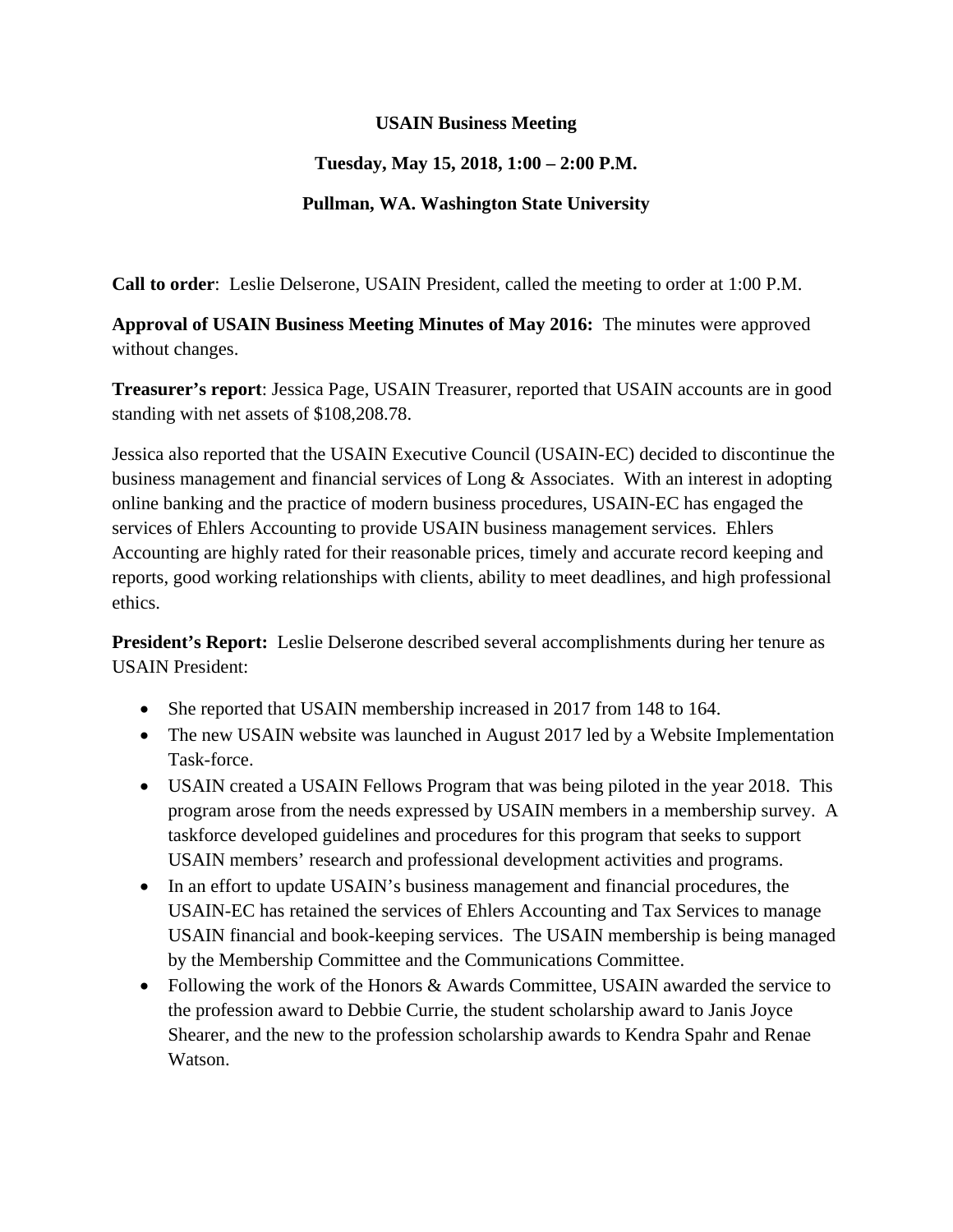**USAIN Business Meeting**

**Tuesday, May 15, 2018, 1:00 – 2:00 P.M.**

**Pullman, WA. Washington State University**

**Call to order**: Leslie Delserone, USAIN President, called the meeting to order at 1:00 P.M.

**Approval of USAIN Business Meeting Minutes of May 2016:** The minutes were approved without changes.

**Treasurer's report**: Jessica Page, USAIN Treasurer, reported that USAIN accounts are in good standing with net assets of $108,208.78.

Jessica also reported that the USAIN Executive Council (USAIN-EC) decided to discontinue the business management and financial services of Long & Associates. With an interest in adopting online banking and the practice of modern business procedures, USAIN-EC has engaged the services of Ehlers Accounting to provide USAIN business management services. Ehlers Accounting are highly rated for their reasonable prices, timely and accurate record keeping and reports, good working relationships with clients, ability to meet deadlines, and high professional ethics.

**President's Report:** Leslie Delserone described several accomplishments during her tenure as USAIN President:

- She reported that USAIN membership increased in 2017 from 148 to 164.
- The new USAIN website was launched in August 2017 led by a Website Implementation Task-force.
- USAIN created a USAIN Fellows Program that was being piloted in the year 2018. This program arose from the needs expressed by USAIN members in a membership survey. A taskforce developed guidelines and procedures for this program that seeks to support USAIN members' research and professional development activities and programs.
- In an effort to update USAIN's business management and financial procedures, the USAIN-EC has retained the services of Ehlers Accounting and Tax Services to manage USAIN financial and book-keeping services. The USAIN membership is being managed by the Membership Committee and the Communications Committee.
- Following the work of the Honors & Awards Committee, USAIN awarded the service to the profession award to Debbie Currie, the student scholarship award to Janis Joyce Shearer, and the new to the profession scholarship awards to Kendra Spahr and Renae Watson.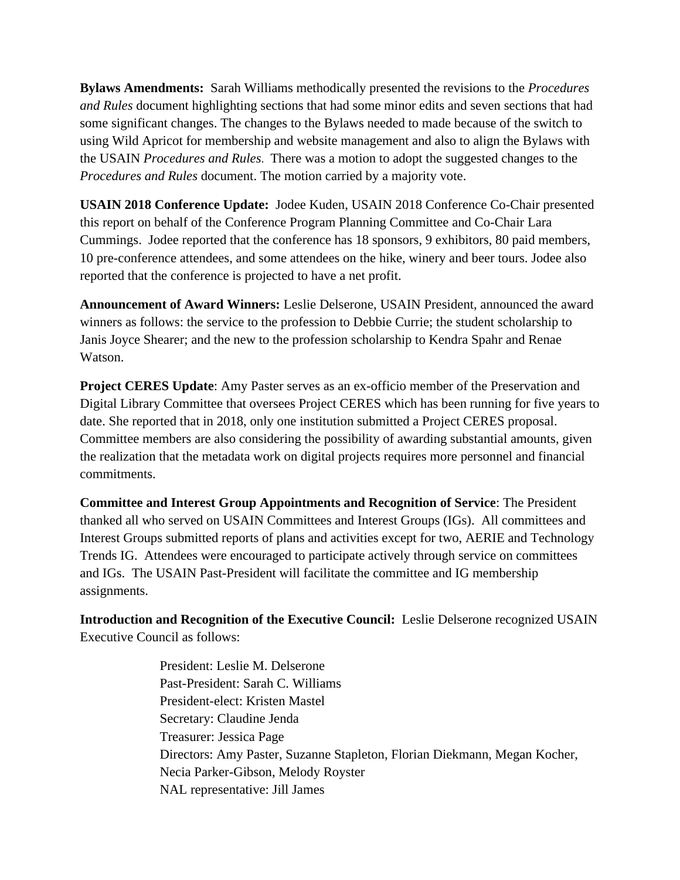**Bylaws Amendments:** Sarah Williams methodically presented the revisions to the *Procedures and Rules* document highlighting sections that had some minor edits and seven sections that had some significant changes. The changes to the Bylaws needed to made because of the switch to using Wild Apricot for membership and website management and also to align the Bylaws with the USAIN *Procedures and Rules.* There was a motion to adopt the suggested changes to the *Procedures and Rules* document. The motion carried by a majority vote.

**USAIN 2018 Conference Update:** Jodee Kuden, USAIN 2018 Conference Co-Chair presented this report on behalf of the Conference Program Planning Committee and Co-Chair Lara Cummings. Jodee reported that the conference has 18 sponsors, 9 exhibitors, 80 paid members, 10 pre-conference attendees, and some attendees on the hike, winery and beer tours. Jodee also reported that the conference is projected to have a net profit.

**Announcement of Award Winners:** Leslie Delserone, USAIN President, announced the award winners as follows: the service to the profession to Debbie Currie; the student scholarship to Janis Joyce Shearer; and the new to the profession scholarship to Kendra Spahr and Renae Watson.

**Project CERES Update**: Amy Paster serves as an ex-officio member of the Preservation and Digital Library Committee that oversees Project CERES which has been running for five years to date. She reported that in 2018, only one institution submitted a Project CERES proposal. Committee members are also considering the possibility of awarding substantial amounts, given the realization that the metadata work on digital projects requires more personnel and financial commitments.

**Committee and Interest Group Appointments and Recognition of Service**: The President thanked all who served on USAIN Committees and Interest Groups (IGs). All committees and Interest Groups submitted reports of plans and activities except for two, AERIE and Technology Trends IG. Attendees were encouraged to participate actively through service on committees and IGs. The USAIN Past-President will facilitate the committee and IG membership assignments.

**Introduction and Recognition of the Executive Council:** Leslie Delserone recognized USAIN Executive Council as follows:

President: Leslie M. Delserone
Past-President: Sarah C. Williams
President-elect: Kristen Mastel
Secretary: Claudine Jenda
Treasurer: Jessica Page
Directors: Amy Paster, Suzanne Stapleton, Florian Diekmann, Megan Kocher, Necia Parker-Gibson, Melody Royster
NAL representative: Jill James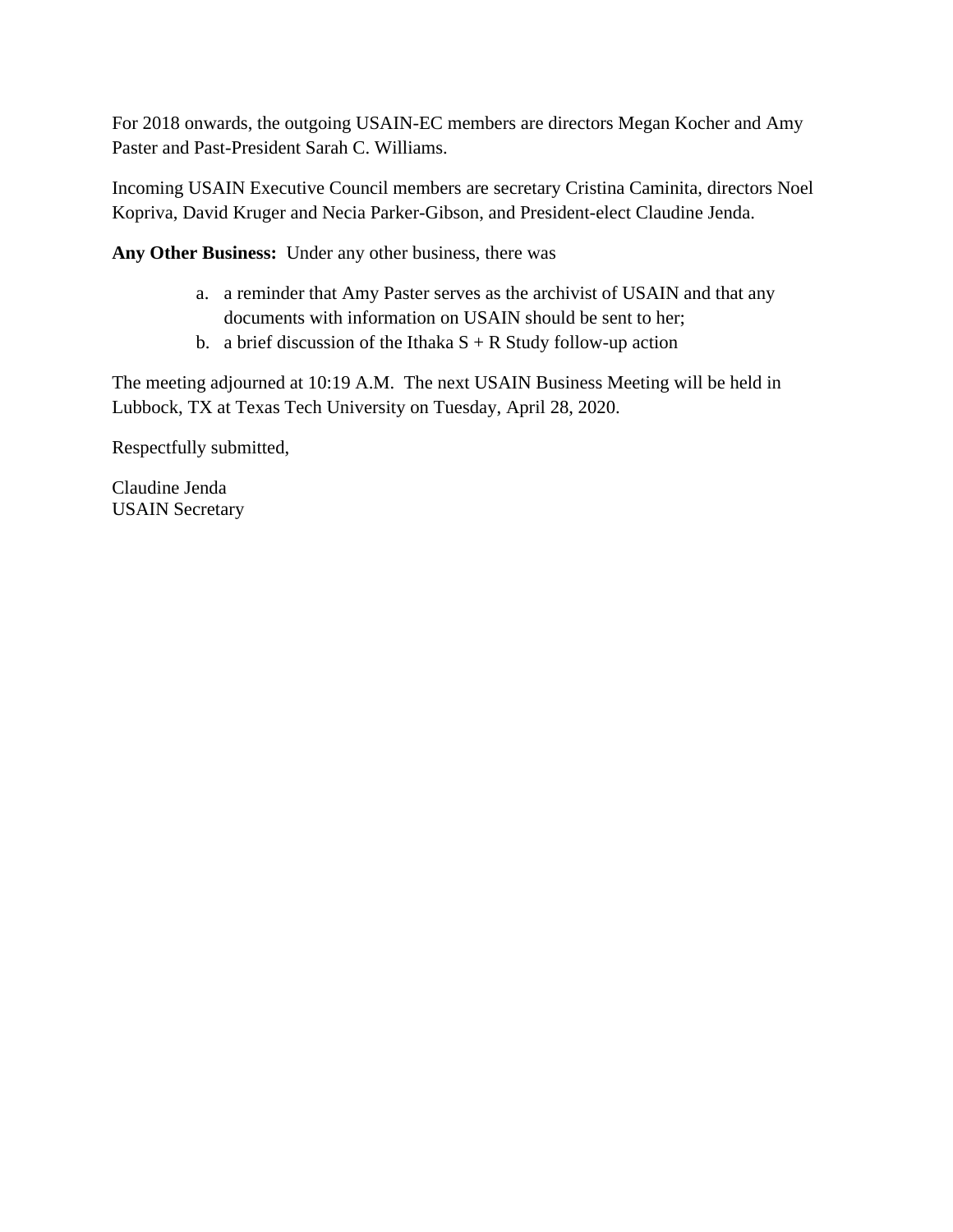For 2018 onwards, the outgoing USAIN-EC members are directors Megan Kocher and Amy Paster and Past-President Sarah C. Williams.

Incoming USAIN Executive Council members are secretary Cristina Caminita, directors Noel Kopriva, David Kruger and Necia Parker-Gibson, and President-elect Claudine Jenda.

**Any Other Business:** Under any other business, there was

a. a reminder that Amy Paster serves as the archivist of USAIN and that any documents with information on USAIN should be sent to her;
b. a brief discussion of the Ithaka S + R Study follow-up action

The meeting adjourned at 10:19 A.M. The next USAIN Business Meeting will be held in Lubbock, TX at Texas Tech University on Tuesday, April 28, 2020.

Respectfully submitted,

Claudine Jenda
USAIN Secretary